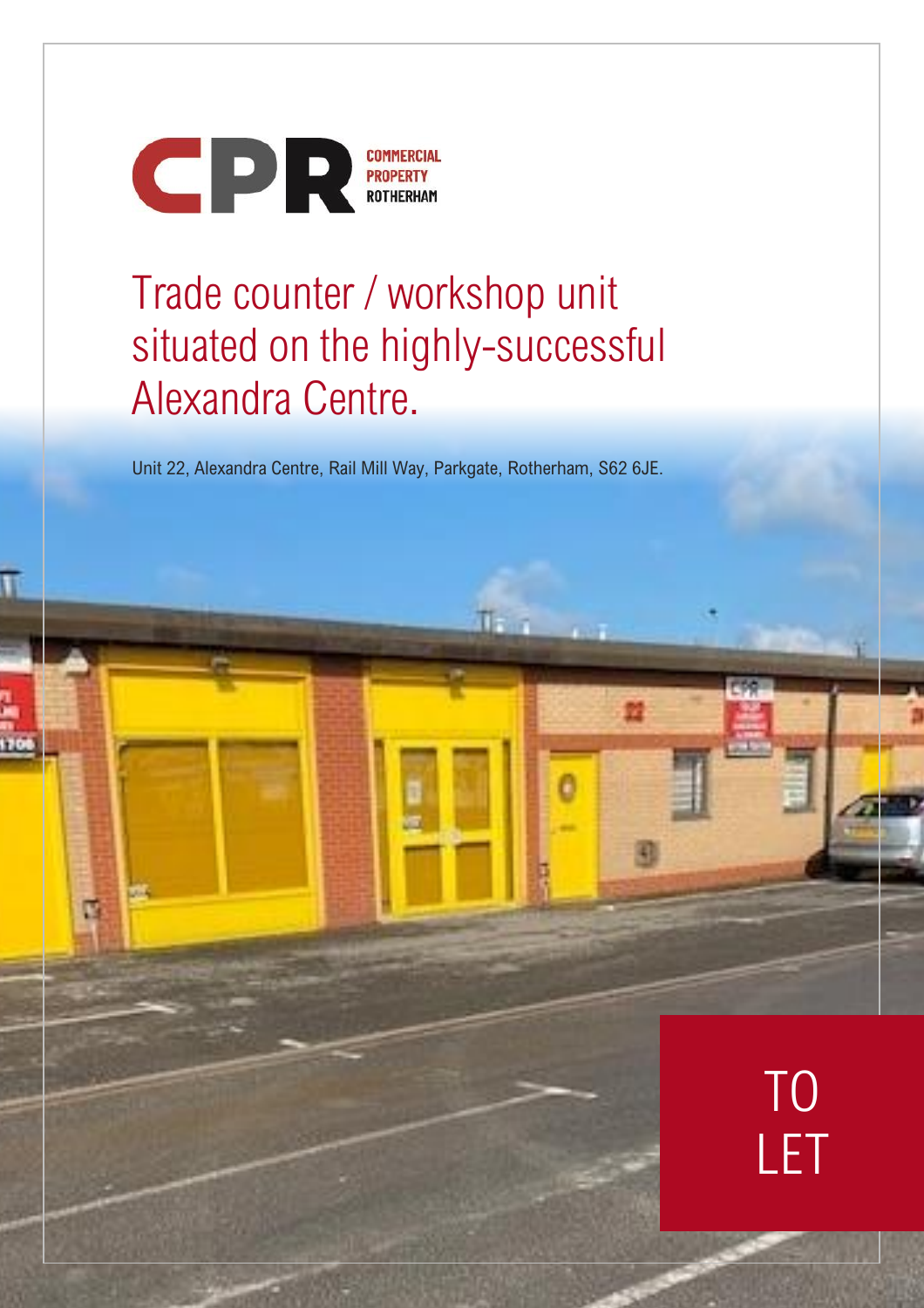COMMERCIAL PROPERTY ROTHERHAM

# Trade counter / workshop unit situated on the highly-successful Alexandra Centre.

Unit 22, Alexandra Centre, Rail Mill Way, Parkgate, Rotherham, S62 6JE.

TO LET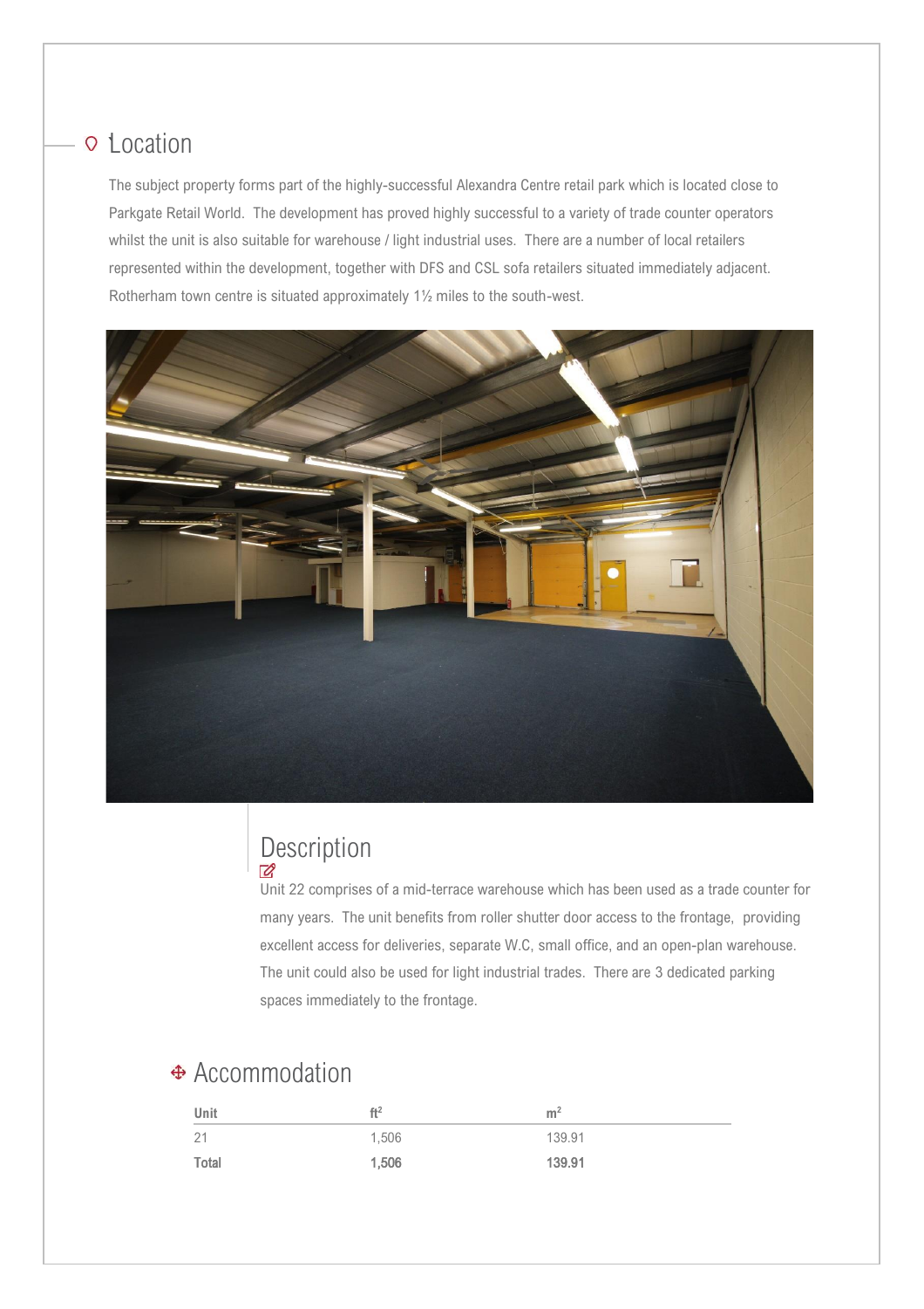## Location

The subject property forms part of the highly-successful Alexandra Centre retail park which is located close to Parkgate Retail World. The development has proved highly successful to a variety of trade counter operators whilst the unit is also suitable for warehouse / light industrial uses. There are a number of local retailers represented within the development, together with DFS and CSL sofa retailers situated immediately adjacent. Rotherham town centre is situated approximately 1½ miles to the south-west.

## Description

Unit 22 comprises of a mid-terrace warehouse which has been used as a trade counter for many years. The unit benefits from roller shutter door access to the frontage, providing excellent access for deliveries, separate W.C, small office, and an open-plan warehouse. The unit could also be used for light industrial trades. There are 3 dedicated parking spaces immediately to the frontage.

## Accommodation

| Unit | ft² | m² |
|---|---|---|
| 21 | 1,506 | 139.91 |
| **Total** | **1,506** | **139.91** |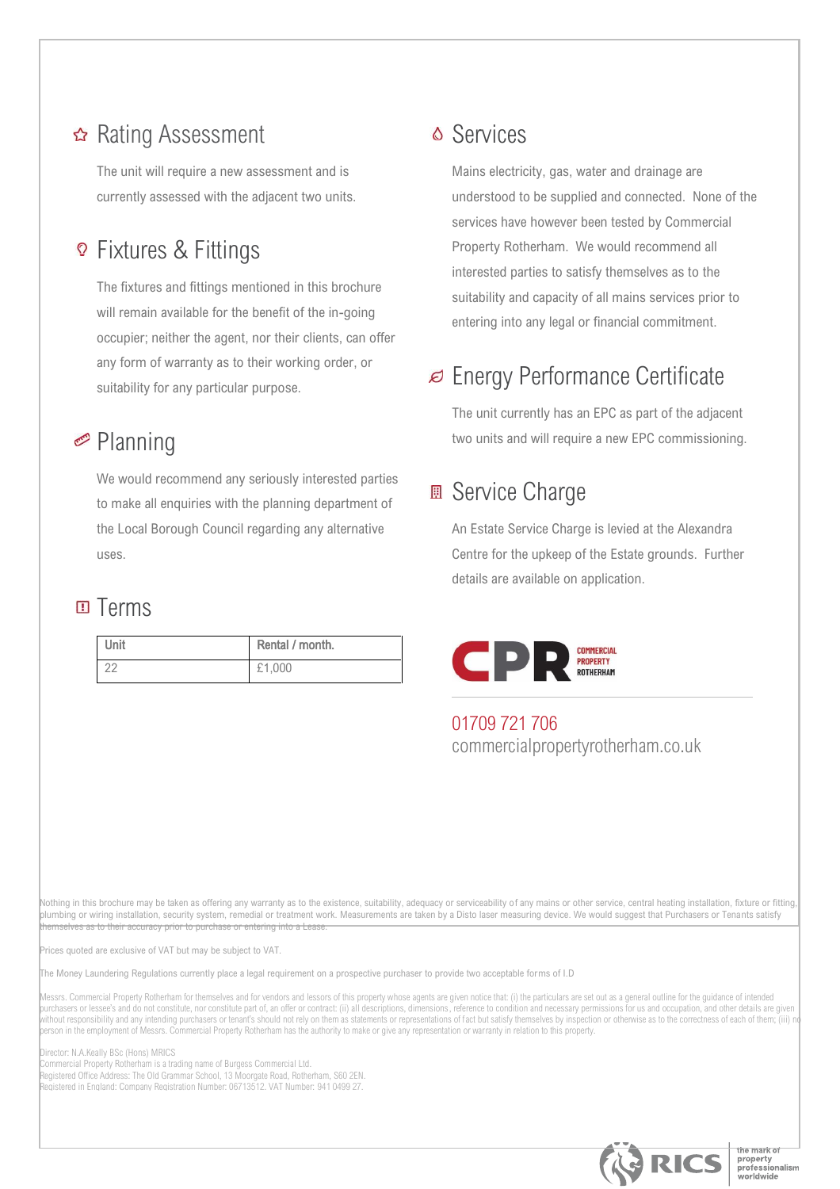## Rating Assessment

The unit will require a new assessment and is currently assessed with the adjacent two units.

## Fixtures & Fittings

The fixtures and fittings mentioned in this brochure will remain available for the benefit of the in-going occupier; neither the agent, nor their clients, can offer any form of warranty as to their working order, or suitability for any particular purpose.

## Planning

We would recommend any seriously interested parties to make all enquiries with the planning department of the Local Borough Council regarding any alternative uses.

## Terms

| Unit | Rental / month. |
| --- | --- |
| 22 | £1,000 |

## Services

Mains electricity, gas, water and drainage are understood to be supplied and connected. None of the services have however been tested by Commercial Property Rotherham. We would recommend all interested parties to satisfy themselves as to the suitability and capacity of all mains services prior to entering into any legal or financial commitment.

## Energy Performance Certificate

The unit currently has an EPC as part of the adjacent two units and will require a new EPC commissioning.

## Service Charge

An Estate Service Charge is levied at the Alexandra Centre for the upkeep of the Estate grounds. Further details are available on application.

CPR COMMERCIAL PROPERTY ROTHERHAM

01709 721 706
commercialpropertyrotherham.co.uk

Nothing in this brochure may be taken as offering any warranty as to the existence, suitability, adequacy or serviceability of any mains or other service, central heating installation, fixture or fitting, plumbing or wiring installation, security system, remedial or treatment work. Measurements are taken by a Disto laser measuring device. We would suggest that Purchasers or Tenants satisfy themselves as to their accuracy prior to purchase or entering into a Lease.

Prices quoted are exclusive of VAT but may be subject to VAT.

The Money Laundering Regulations currently place a legal requirement on a prospective purchaser to provide two acceptable forms of I.D

Messrs. Commercial Property Rotherham for themselves and for vendors and lessors of this property whose agents are given notice that: (i) the particulars are set out as a general outline for the guidance of intended purchasers or lessee's and do not constitute, nor constitute part of, an offer or contract: (ii) all descriptions, dimensions, reference to condition and necessary permissions for us and occupation, and other details are given without responsibility and any intending purchasers or tenant's should not rely on them as statements or representations of fact but satisfy themselves by inspection or otherwise as to the correctness of each of them; (iii) no person in the employment of Messrs. Commercial Property Rotherham has the authority to make or give any representation or warranty in relation to this property.

Director: N.A.Keally BSc (Hons) MRICS
Commercial Property Rotherham is a trading name of Burgess Commercial Ltd.
Registered Office Address: The Old Grammar School, 13 Moorgate Road, Rotherham, S60 2EN.
Registered in England: Company Registration Number: 06713512. VAT Number: 941 0499 27.

RICS the mark of property professionalism worldwide